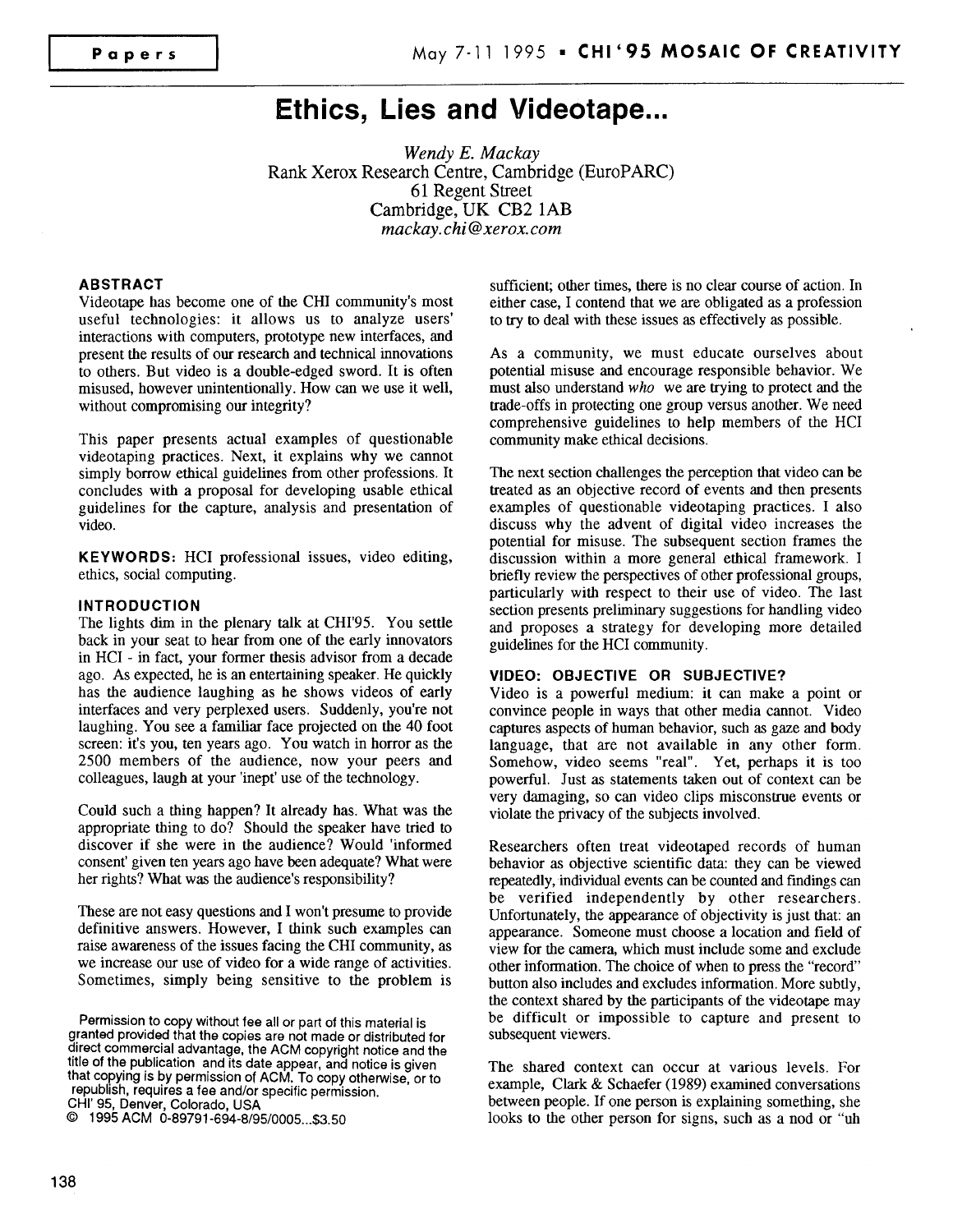# Ethics, Lies and Videotape...

*Wendy E. Mackay*
Rank Xerox Research Centre, Cambridge (EuroPARC)
61 Regent Street
Cambridge, UK CB2 1AB
*mackay.chi@xerox.com*

## ABSTRACT

Videotape has become one of the CHI community's most useful technologies: it allows us to analyze users' interactions with computers, prototype new interfaces, and present the results of our research and technical innovations to others. But video is a double-edged sword. It is often misused, however unintentionally. How can we use it well, without compromising our integrity?

This paper presents actual examples of questionable videotaping practices. Next, it explains why we cannot simply borrow ethical guidelines from other professions. It concludes with a proposal for developing usable ethical guidelines for the capture, analysis and presentation of video.

**KEYWORDS:** HCI professional issues, video editing, ethics, social computing.

## INTRODUCTION

The lights dim in the plenary talk at CHI'95. You settle back in your seat to hear from one of the early innovators in HCI - in fact, your former thesis advisor from a decade ago. As expected, he is an entertaining speaker. He quickly has the audience laughing as he shows videos of early interfaces and very perplexed users. Suddenly, you're not laughing. You see a familiar face projected on the 40 foot screen: it's you, ten years ago. You watch in horror as the 2500 members of the audience, now your peers and colleagues, laugh at your 'inept' use of the technology.

Could such a thing happen? It already has. What was the appropriate thing to do? Should the speaker have tried to discover if she were in the audience? Would 'informed consent' given ten years ago have been adequate? What were her rights? What was the audience's responsibility?

These are not easy questions and I won't presume to provide definitive answers. However, I think such examples can raise awareness of the issues facing the CHI community, as we increase our use of video for a wide range of activities. Sometimes, simply being sensitive to the problem is sufficient; other times, there is no clear course of action. In either case, I contend that we are obligated as a profession to try to deal with these issues as effectively as possible.

As a community, we must educate ourselves about potential misuse and encourage responsible behavior. We must also understand *who* we are trying to protect and the trade-offs in protecting one group versus another. We need comprehensive guidelines to help members of the HCI community make ethical decisions.

The next section challenges the perception that video can be treated as an objective record of events and then presents examples of questionable videotaping practices. I also discuss why the advent of digital video increases the potential for misuse. The subsequent section frames the discussion within a more general ethical framework. I briefly review the perspectives of other professional groups, particularly with respect to their use of video. The last section presents preliminary suggestions for handling video and proposes a strategy for developing more detailed guidelines for the HCI community.

## VIDEO: OBJECTIVE OR SUBJECTIVE?

Video is a powerful medium: it can make a point or convince people in ways that other media cannot. Video captures aspects of human behavior, such as gaze and body language, that are not available in any other form. Somehow, video seems "real". Yet, perhaps it is too powerful. Just as statements taken out of context can be very damaging, so can video clips misconstrue events or violate the privacy of the subjects involved.

Researchers often treat videotaped records of human behavior as objective scientific data: they can be viewed repeatedly, individual events can be counted and findings can be verified independently by other researchers. Unfortunately, the appearance of objectivity is just that: an appearance. Someone must choose a location and field of view for the camera, which must include some and exclude other information. The choice of when to press the "record" button also includes and excludes information. More subtly, the context shared by the participants of the videotape may be difficult or impossible to capture and present to subsequent viewers.

The shared context can occur at various levels. For example, Clark & Schaefer (1989) examined conversations between people. If one person is explaining something, she looks to the other person for signs, such as a nod or "uh

Permission to copy without fee all or part of this material is granted provided that the copies are not made or distributed for direct commercial advantage, the ACM copyright notice and the title of the publication and its date appear, and notice is given that copying is by permission of ACM. To copy otherwise, or to republish, requires a fee and/or specific permission.
CHI' 95, Denver, Colorado, USA
© 1995 ACM 0-89791-694-8/95/0005...$3.50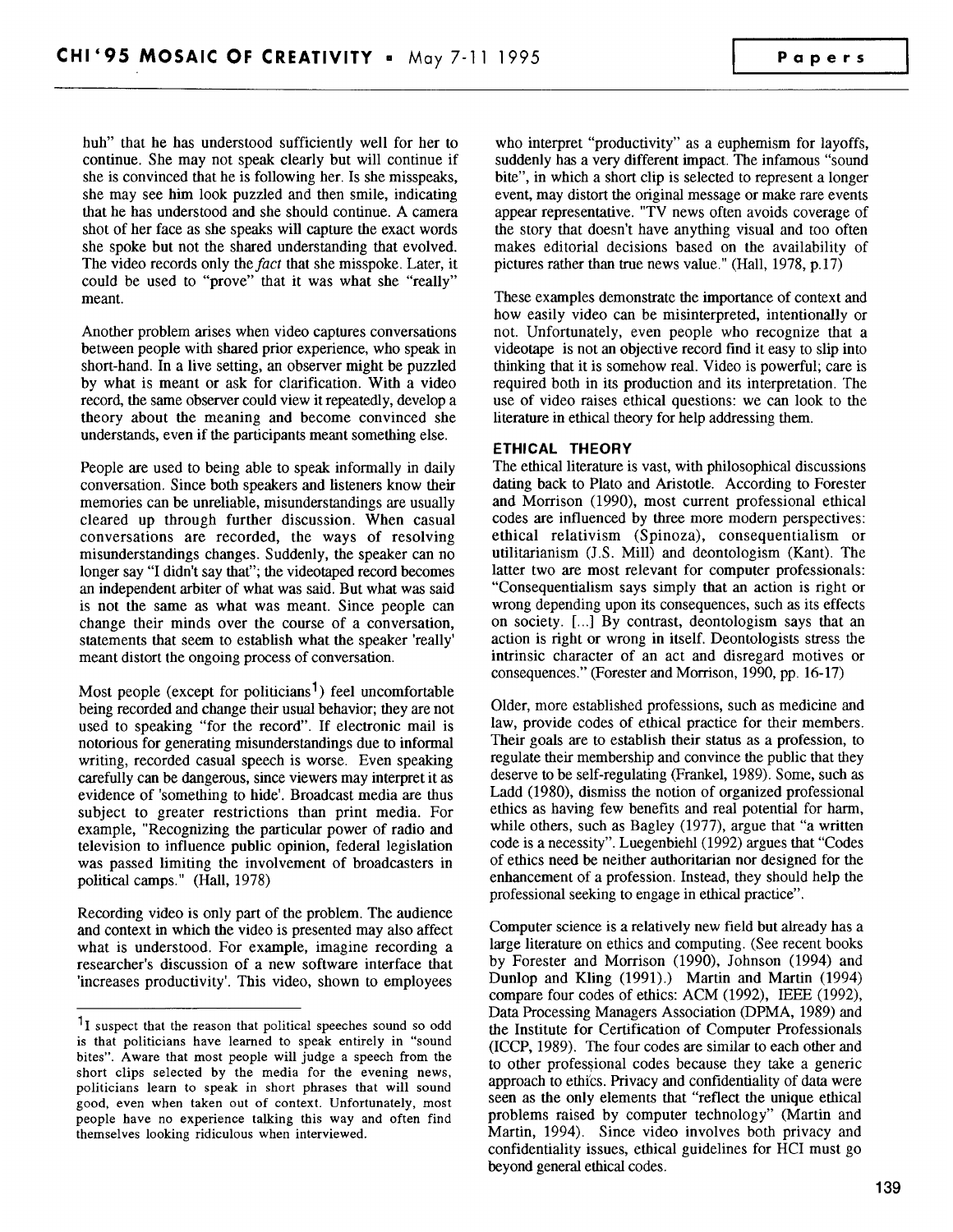huh" that he has understood sufficiently well for her to continue. She may not speak clearly but will continue if she is convinced that he is following her. Is she misspeaks, she may see him look puzzled and then smile, indicating that he has understood and she should continue. A camera shot of her face as she speaks will capture the exact words she spoke but not the shared understanding that evolved. The video records only the *fact* that she misspoke. Later, it could be used to "prove" that it was what she "really" meant.

Another problem arises when video captures conversations between people with shared prior experience, who speak in short-hand. In a live setting, an observer might be puzzled by what is meant or ask for clarification. With a video record, the same observer could view it repeatedly, develop a theory about the meaning and become convinced she understands, even if the participants meant something else.

People are used to being able to speak informally in daily conversation. Since both speakers and listeners know their memories can be unreliable, misunderstandings are usually cleared up through further discussion. When casual conversations are recorded, the ways of resolving misunderstandings changes. Suddenly, the speaker can no longer say "I didn't say that"; the videotaped record becomes an independent arbiter of what was said. But what was said is not the same as what was meant. Since people can change their minds over the course of a conversation, statements that seem to establish what the speaker 'really' meant distort the ongoing process of conversation.

Most people (except for politicians[1]) feel uncomfortable being recorded and change their usual behavior; they are not used to speaking "for the record". If electronic mail is notorious for generating misunderstandings due to informal writing, recorded casual speech is worse. Even speaking carefully can be dangerous, since viewers may interpret it as evidence of 'something to hide'. Broadcast media are thus subject to greater restrictions than print media. For example, "Recognizing the particular power of radio and television to influence public opinion, federal legislation was passed limiting the involvement of broadcasters in political camps." (Hall, 1978)

Recording video is only part of the problem. The audience and context in which the video is presented may also affect what is understood. For example, imagine recording a researcher's discussion of a new software interface that 'increases productivity'. This video, shown to employees who interpret "productivity" as a euphemism for layoffs, suddenly has a very different impact. The infamous "sound bite", in which a short clip is selected to represent a longer event, may distort the original message or make rare events appear representative. "TV news often avoids coverage of the story that doesn't have anything visual and too often makes editorial decisions based on the availability of pictures rather than true news value." (Hall, 1978, p.17)

These examples demonstrate the importance of context and how easily video can be misinterpreted, intentionally or not. Unfortunately, even people who recognize that a videotape is not an objective record find it easy to slip into thinking that it is somehow real. Video is powerful; care is required both in its production and its interpretation. The use of video raises ethical questions: we can look to the literature in ethical theory for help addressing them.

### ETHICAL THEORY

The ethical literature is vast, with philosophical discussions dating back to Plato and Aristotle. According to Forester and Morrison (1990), most current professional ethical codes are influenced by three more modern perspectives: ethical relativism (Spinoza), consequentialism or utilitarianism (J.S. Mill) and deontologism (Kant). The latter two are most relevant for computer professionals: "Consequentialism says simply that an action is right or wrong depending upon its consequences, such as its effects on society. [...] By contrast, deontologism says that an action is right or wrong in itself. Deontologists stress the intrinsic character of an act and disregard motives or consequences." (Forester and Morrison, 1990, pp. 16-17)

Older, more established professions, such as medicine and law, provide codes of ethical practice for their members. Their goals are to establish their status as a profession, to regulate their membership and convince the public that they deserve to be self-regulating (Frankel, 1989). Some, such as Ladd (1980), dismiss the notion of organized professional ethics as having few benefits and real potential for harm, while others, such as Bagley (1977), argue that "a written code is a necessity". Luegenbiehl (1992) argues that "Codes of ethics need be neither authoritarian nor designed for the enhancement of a profession. Instead, they should help the professional seeking to engage in ethical practice".

Computer science is a relatively new field but already has a large literature on ethics and computing. (See recent books by Forester and Morrison (1990), Johnson (1994) and Dunlop and Kling (1991).) Martin and Martin (1994) compare four codes of ethics: ACM (1992), IEEE (1992), Data Processing Managers Association (DPMA, 1989) and the Institute for Certification of Computer Professionals (ICCP, 1989). The four codes are similar to each other and to other professional codes because they take a generic approach to ethics. Privacy and confidentiality of data were seen as the only elements that "reflect the unique ethical problems raised by computer technology" (Martin and Martin, 1994). Since video involves both privacy and confidentiality issues, ethical guidelines for HCI must go beyond general ethical codes.

---

[1] I suspect that the reason that political speeches sound so odd is that politicians have learned to speak entirely in "sound bites". Aware that most people will judge a speech from the short clips selected by the media for the evening news, politicians learn to speak in short phrases that will sound good, even when taken out of context. Unfortunately, most people have no experience talking this way and often find themselves looking ridiculous when interviewed.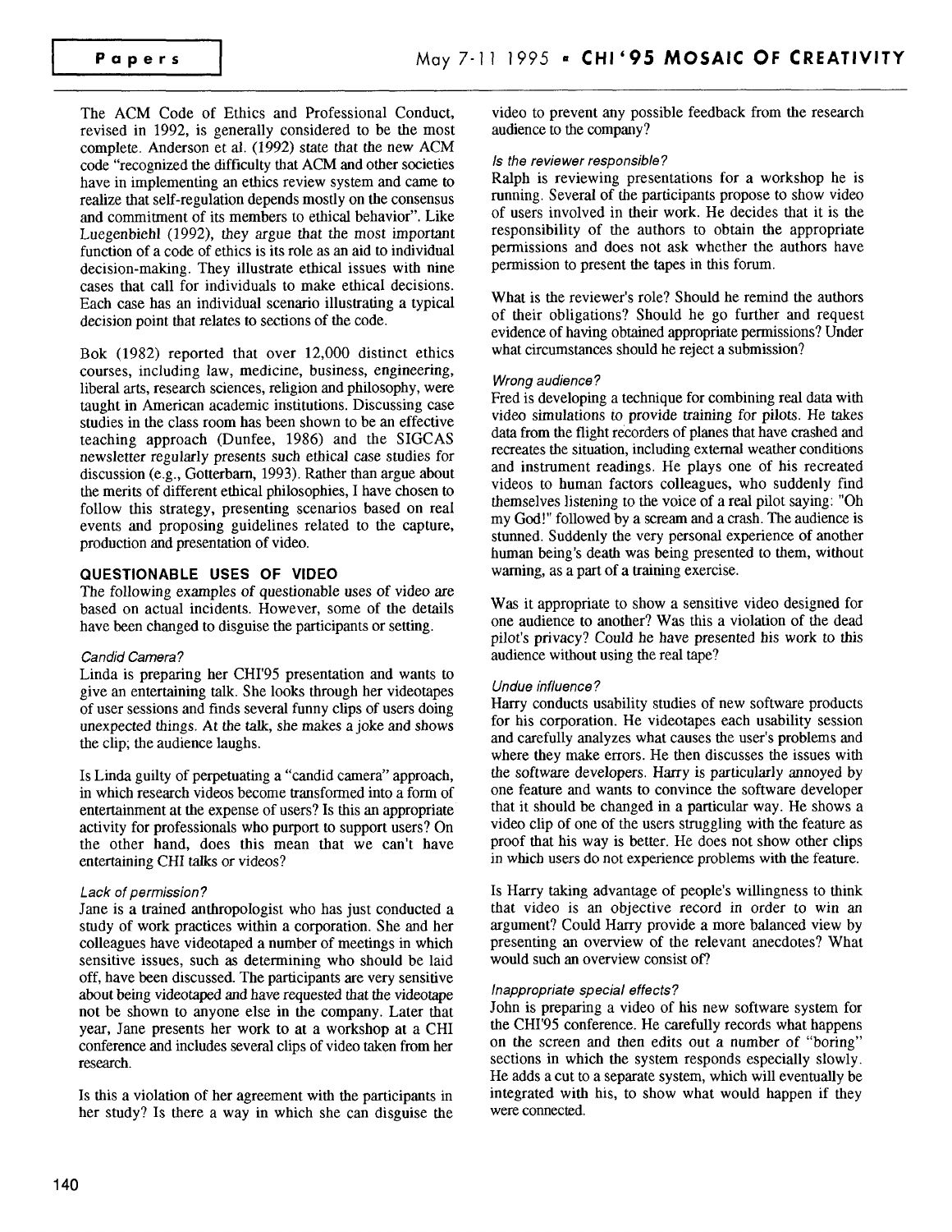The ACM Code of Ethics and Professional Conduct, revised in 1992, is generally considered to be the most complete. Anderson et al. (1992) state that the new ACM code "recognized the difficulty that ACM and other societies have in implementing an ethics review system and came to realize that self-regulation depends mostly on the consensus and commitment of its members to ethical behavior". Like Luegenbiehl (1992), they argue that the most important function of a code of ethics is its role as an aid to individual decision-making. They illustrate ethical issues with nine cases that call for individuals to make ethical decisions. Each case has an individual scenario illustrating a typical decision point that relates to sections of the code.

Bok (1982) reported that over 12,000 distinct ethics courses, including law, medicine, business, engineering, liberal arts, research sciences, religion and philosophy, were taught in American academic institutions. Discussing case studies in the class room has been shown to be an effective teaching approach (Dunfee, 1986) and the SIGCAS newsletter regularly presents such ethical case studies for discussion (e.g., Gotterbarn, 1993). Rather than argue about the merits of different ethical philosophies, I have chosen to follow this strategy, presenting scenarios based on real events and proposing guidelines related to the capture, production and presentation of video.

## QUESTIONABLE USES OF VIDEO

The following examples of questionable uses of video are based on actual incidents. However, some of the details have been changed to disguise the participants or setting.

### *Candid Camera?*

Linda is preparing her CHI'95 presentation and wants to give an entertaining talk. She looks through her videotapes of user sessions and finds several funny clips of users doing unexpected things. At the talk, she makes a joke and shows the clip; the audience laughs.

Is Linda guilty of perpetuating a "candid camera" approach, in which research videos become transformed into a form of entertainment at the expense of users? Is this an appropriate activity for professionals who purport to support users? On the other hand, does this mean that we can't have entertaining CHI talks or videos?

### *Lack of permission?*

Jane is a trained anthropologist who has just conducted a study of work practices within a corporation. She and her colleagues have videotaped a number of meetings in which sensitive issues, such as determining who should be laid off, have been discussed. The participants are very sensitive about being videotaped and have requested that the videotape not be shown to anyone else in the company. Later that year, Jane presents her work to at a workshop at a CHI conference and includes several clips of video taken from her research.

Is this a violation of her agreement with the participants in her study? Is there a way in which she can disguise the video to prevent any possible feedback from the research audience to the company?

### *Is the reviewer responsible?*

Ralph is reviewing presentations for a workshop he is running. Several of the participants propose to show video of users involved in their work. He decides that it is the responsibility of the authors to obtain the appropriate permissions and does not ask whether the authors have permission to present the tapes in this forum.

What is the reviewer's role? Should he remind the authors of their obligations? Should he go further and request evidence of having obtained appropriate permissions? Under what circumstances should he reject a submission?

### *Wrong audience?*

Fred is developing a technique for combining real data with video simulations to provide training for pilots. He takes data from the flight recorders of planes that have crashed and recreates the situation, including external weather conditions and instrument readings. He plays one of his recreated videos to human factors colleagues, who suddenly find themselves listening to the voice of a real pilot saying: "Oh my God!" followed by a scream and a crash. The audience is stunned. Suddenly the very personal experience of another human being's death was being presented to them, without warning, as a part of a training exercise.

Was it appropriate to show a sensitive video designed for one audience to another? Was this a violation of the dead pilot's privacy? Could he have presented his work to this audience without using the real tape?

### *Undue influence?*

Harry conducts usability studies of new software products for his corporation. He videotapes each usability session and carefully analyzes what causes the user's problems and where they make errors. He then discusses the issues with the software developers. Harry is particularly annoyed by one feature and wants to convince the software developer that it should be changed in a particular way. He shows a video clip of one of the users struggling with the feature as proof that his way is better. He does not show other clips in which users do not experience problems with the feature.

Is Harry taking advantage of people's willingness to think that video is an objective record in order to win an argument? Could Harry provide a more balanced view by presenting an overview of the relevant anecdotes? What would such an overview consist of?

### *Inappropriate special effects?*

John is preparing a video of his new software system for the CHI'95 conference. He carefully records what happens on the screen and then edits out a number of "boring" sections in which the system responds especially slowly. He adds a cut to a separate system, which will eventually be integrated with his, to show what would happen if they were connected.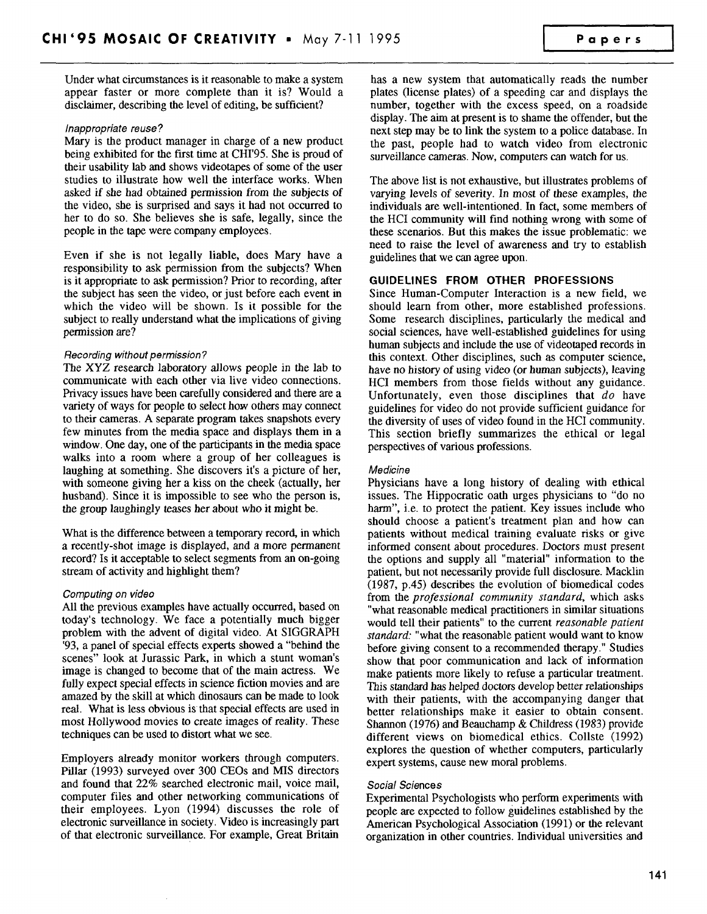Under what circumstances is it reasonable to make a system appear faster or more complete than it is? Would a disclaimer, describing the level of editing, be sufficient?

#### *Inappropriate reuse?*

Mary is the product manager in charge of a new product being exhibited for the first time at CHI'95. She is proud of their usability lab and shows videotapes of some of the user studies to illustrate how well the interface works. When asked if she had obtained permission from the subjects of the video, she is surprised and says it had not occurred to her to do so. She believes she is safe, legally, since the people in the tape were company employees.

Even if she is not legally liable, does Mary have a responsibility to ask permission from the subjects? When is it appropriate to ask permission? Prior to recording, after the subject has seen the video, or just before each event in which the video will be shown. Is it possible for the subject to really understand what the implications of giving permission are?

#### *Recording without permission?*

The XYZ research laboratory allows people in the lab to communicate with each other via live video connections. Privacy issues have been carefully considered and there are a variety of ways for people to select how others may connect to their cameras. A separate program takes snapshots every few minutes from the media space and displays them in a window. One day, one of the participants in the media space walks into a room where a group of her colleagues is laughing at something. She discovers it's a picture of her, with someone giving her a kiss on the cheek (actually, her husband). Since it is impossible to see who the person is, the group laughingly teases her about who it might be.

What is the difference between a temporary record, in which a recently-shot image is displayed, and a more permanent record? Is it acceptable to select segments from an on-going stream of activity and highlight them?

#### *Computing on video*

All the previous examples have actually occurred, based on today's technology. We face a potentially much bigger problem with the advent of digital video. At SIGGRAPH '93, a panel of special effects experts showed a "behind the scenes" look at Jurassic Park, in which a stunt woman's image is changed to become that of the main actress. We fully expect special effects in science fiction movies and are amazed by the skill at which dinosaurs can be made to look real. What is less obvious is that special effects are used in most Hollywood movies to create images of reality. These techniques can be used to distort what we see.

Employers already monitor workers through computers. Pillar (1993) surveyed over 300 CEOs and MIS directors and found that 22% searched electronic mail, voice mail, computer files and other networking communications of their employees. Lyon (1994) discusses the role of electronic surveillance in society. Video is increasingly part of that electronic surveillance. For example, Great Britain has a new system that automatically reads the number plates (license plates) of a speeding car and displays the number, together with the excess speed, on a roadside display. The aim at present is to shame the offender, but the next step may be to link the system to a police database. In the past, people had to watch video from electronic surveillance cameras. Now, computers can watch for us.

The above list is not exhaustive, but illustrates problems of varying levels of severity. In most of these examples, the individuals are well-intentioned. In fact, some members of the HCI community will find nothing wrong with some of these scenarios. But this makes the issue problematic: we need to raise the level of awareness and try to establish guidelines that we can agree upon.

## GUIDELINES FROM OTHER PROFESSIONS

Since Human-Computer Interaction is a new field, we should learn from other, more established professions. Some research disciplines, particularly the medical and social sciences, have well-established guidelines for using human subjects and include the use of videotaped records in this context. Other disciplines, such as computer science, have no history of using video (or human subjects), leaving HCI members from those fields without any guidance. Unfortunately, even those disciplines that *do* have guidelines for video do not provide sufficient guidance for the diversity of uses of video found in the HCI community. This section briefly summarizes the ethical or legal perspectives of various professions.

#### *Medicine*

Physicians have a long history of dealing with ethical issues. The Hippocratic oath urges physicians to "do no harm", i.e. to protect the patient. Key issues include who should choose a patient's treatment plan and how can patients without medical training evaluate risks or give informed consent about procedures. Doctors must present the options and supply all "material" information to the patient, but not necessarily provide full disclosure. Macklin (1987, p.45) describes the evolution of biomedical codes from the *professional community standard,* which asks "what reasonable medical practitioners in similar situations would tell their patients" to the current *reasonable patient standard:* "what the reasonable patient would want to know before giving consent to a recommended therapy." Studies show that poor communication and lack of information make patients more likely to refuse a particular treatment. This standard has helped doctors develop better relationships with their patients, with the accompanying danger that better relationships make it easier to obtain consent. Shannon (1976) and Beauchamp & Childress (1983) provide different views on biomedical ethics. Collste (1992) explores the question of whether computers, particularly expert systems, cause new moral problems.

#### *Social Sciences*

Experimental Psychologists who perform experiments with people are expected to follow guidelines established by the American Psychological Association (1991) or the relevant organization in other countries. Individual universities and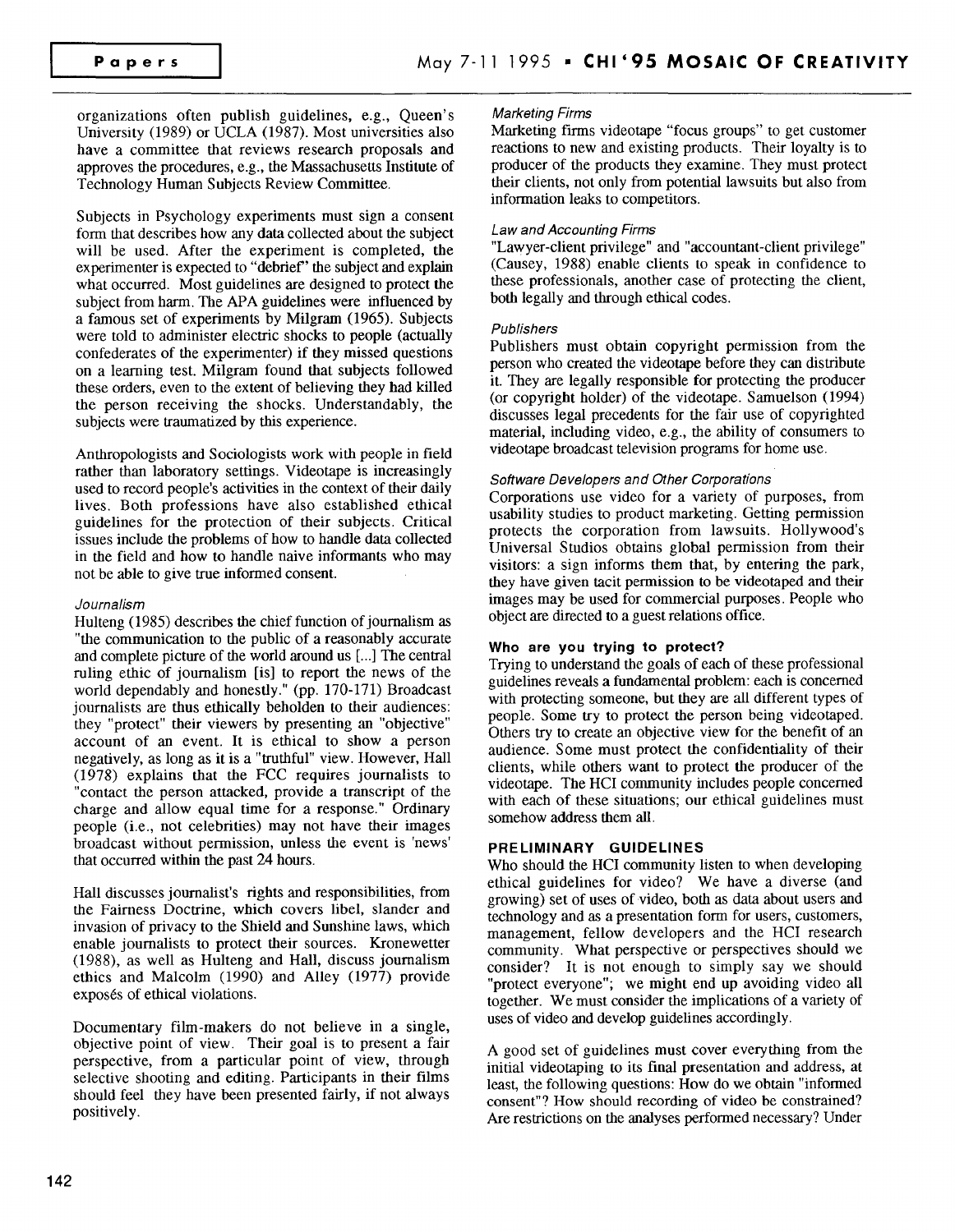organizations often publish guidelines, e.g., Queen's University (1989) or UCLA (1987). Most universities also have a committee that reviews research proposals and approves the procedures, e.g., the Massachusetts Institute of Technology Human Subjects Review Committee.

Subjects in Psychology experiments must sign a consent form that describes how any data collected about the subject will be used. After the experiment is completed, the experimenter is expected to "debrief" the subject and explain what occurred. Most guidelines are designed to protect the subject from harm. The APA guidelines were influenced by a famous set of experiments by Milgram (1965). Subjects were told to administer electric shocks to people (actually confederates of the experimenter) if they missed questions on a learning test. Milgram found that subjects followed these orders, even to the extent of believing they had killed the person receiving the shocks. Understandably, the subjects were traumatized by this experience.

Anthropologists and Sociologists work with people in field rather than laboratory settings. Videotape is increasingly used to record people's activities in the context of their daily lives. Both professions have also established ethical guidelines for the protection of their subjects. Critical issues include the problems of how to handle data collected in the field and how to handle naive informants who may not be able to give true informed consent.

#### *Journalism*

Hulteng (1985) describes the chief function of journalism as "the communication to the public of a reasonably accurate and complete picture of the world around us [...] The central ruling ethic of journalism [is] to report the news of the world dependably and honestly." (pp. 170-171) Broadcast journalists are thus ethically beholden to their audiences: they "protect" their viewers by presenting an "objective" account of an event. It is ethical to show a person negatively, as long as it is a "truthful" view. However, Hall (1978) explains that the FCC requires journalists to "contact the person attacked, provide a transcript of the charge and allow equal time for a response." Ordinary people (i.e., not celebrities) may not have their images broadcast without permission, unless the event is 'news' that occurred within the past 24 hours.

Hall discusses journalist's rights and responsibilities, from the Fairness Doctrine, which covers libel, slander and invasion of privacy to the Shield and Sunshine laws, which enable journalists to protect their sources. Kronewetter (1988), as well as Hulteng and Hall, discuss journalism ethics and Malcolm (1990) and Alley (1977) provide exposés of ethical violations.

Documentary film-makers do not believe in a single, objective point of view. Their goal is to present a fair perspective, from a particular point of view, through selective shooting and editing. Participants in their films should feel they have been presented fairly, if not always positively.

#### *Marketing Firms*

Marketing firms videotape "focus groups" to get customer reactions to new and existing products. Their loyalty is to producer of the products they examine. They must protect their clients, not only from potential lawsuits but also from information leaks to competitors.

#### *Law and Accounting Firms*

"Lawyer-client privilege" and "accountant-client privilege" (Causey, 1988) enable clients to speak in confidence to these professionals, another case of protecting the client, both legally and through ethical codes.

#### *Publishers*

Publishers must obtain copyright permission from the person who created the videotape before they can distribute it. They are legally responsible for protecting the producer (or copyright holder) of the videotape. Samuelson (1994) discusses legal precedents for the fair use of copyrighted material, including video, e.g., the ability of consumers to videotape broadcast television programs for home use.

#### *Software Developers and Other Corporations*

Corporations use video for a variety of purposes, from usability studies to product marketing. Getting permission protects the corporation from lawsuits. Hollywood's Universal Studios obtains global permission from their visitors: a sign informs them that, by entering the park, they have given tacit permission to be videotaped and their images may be used for commercial purposes. People who object are directed to a guest relations office.

### Who are you trying to protect?

Trying to understand the goals of each of these professional guidelines reveals a fundamental problem: each is concerned with protecting someone, but they are all different types of people. Some try to protect the person being videotaped. Others try to create an objective view for the benefit of an audience. Some must protect the confidentiality of their clients, while others want to protect the producer of the videotape. The HCI community includes people concerned with each of these situations; our ethical guidelines must somehow address them all.

## PRELIMINARY GUIDELINES

Who should the HCI community listen to when developing ethical guidelines for video? We have a diverse (and growing) set of uses of video, both as data about users and technology and as a presentation form for users, customers, management, fellow developers and the HCI research community. What perspective or perspectives should we consider? It is not enough to simply say we should "protect everyone"; we might end up avoiding video all together. We must consider the implications of a variety of uses of video and develop guidelines accordingly.

A good set of guidelines must cover everything from the initial videotaping to its final presentation and address, at least, the following questions: How do we obtain "informed consent"? How should recording of video be constrained? Are restrictions on the analyses performed necessary? Under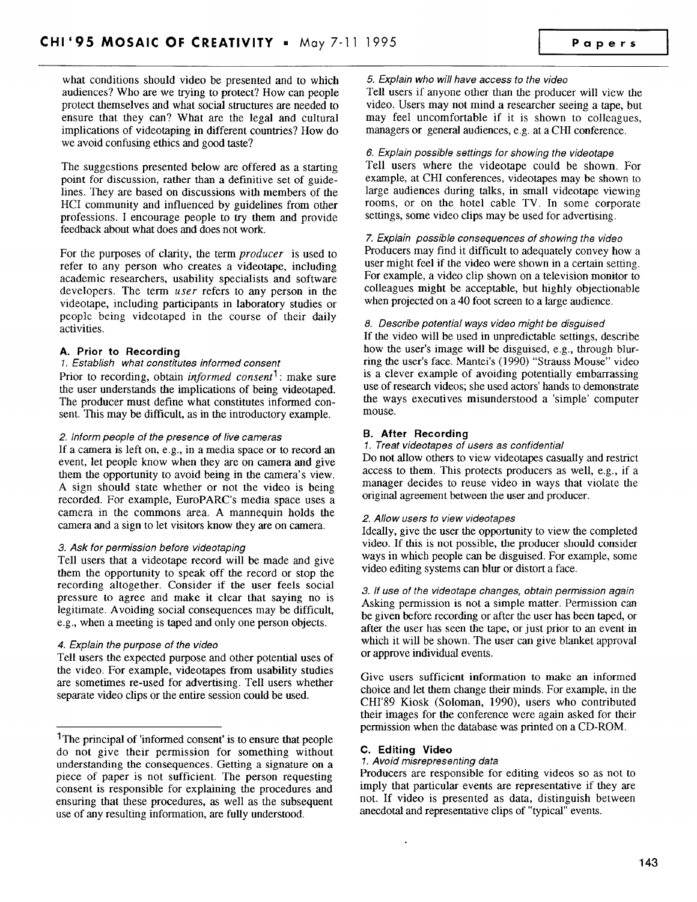what conditions should video be presented and to which audiences? Who are we trying to protect? How can people protect themselves and what social structures are needed to ensure that they can? What are the legal and cultural implications of videotaping in different countries? How do we avoid confusing ethics and good taste?

The suggestions presented below are offered as a starting point for discussion, rather than a definitive set of guidelines. They are based on discussions with members of the HCI community and influenced by guidelines from other professions. I encourage people to try them and provide feedback about what does and does not work.

For the purposes of clarity, the term *producer* is used to refer to any person who creates a videotape, including academic researchers, usability specialists and software developers. The term *user* refers to any person in the videotape, including participants in laboratory studies or people being videotaped in the course of their daily activities.

### A. Prior to Recording

*1. Establish what constitutes informed consent*

Prior to recording, obtain *informed consent*[1]: make sure the user understands the implications of being videotaped. The producer must define what constitutes informed consent. This may be difficult, as in the introductory example.

*2. Inform people of the presence of live cameras*

If a camera is left on, e.g., in a media space or to record an event, let people know when they are on camera and give them the opportunity to avoid being in the camera's view. A sign should state whether or not the video is being recorded. For example, EuroPARC's media space uses a camera in the commons area. A mannequin holds the camera and a sign to let visitors know they are on camera.

*3. Ask for permission before videotaping*

Tell users that a videotape record will be made and give them the opportunity to speak off the record or stop the recording altogether. Consider if the user feels social pressure to agree and make it clear that saying no is legitimate. Avoiding social consequences may be difficult, e.g., when a meeting is taped and only one person objects.

*4. Explain the purpose of the video*

Tell users the expected purpose and other potential uses of the video. For example, videotapes from usability studies are sometimes re-used for advertising. Tell users whether separate video clips or the entire session could be used.

[1]The principal of 'informed consent' is to ensure that people do not give their permission for something without understanding the consequences. Getting a signature on a piece of paper is not sufficient. The person requesting consent is responsible for explaining the procedures and ensuring that these procedures, as well as the subsequent use of any resulting information, are fully understood.

*5. Explain who will have access to the video*

Tell users if anyone other than the producer will view the video. Users may not mind a researcher seeing a tape, but may feel uncomfortable if it is shown to colleagues, managers or general audiences, e.g. at a CHI conference.

*6. Explain possible settings for showing the videotape*

Tell users where the videotape could be shown. For example, at CHI conferences, videotapes may be shown to large audiences during talks, in small videotape viewing rooms, or on the hotel cable TV. In some corporate settings, some video clips may be used for advertising.

*7. Explain possible consequences of showing the video*

Producers may find it difficult to adequately convey how a user might feel if the video were shown in a certain setting. For example, a video clip shown on a television monitor to colleagues might be acceptable, but highly objectionable when projected on a 40 foot screen to a large audience.

*8. Describe potential ways video might be disguised*

If the video will be used in unpredictable settings, describe how the user's image will be disguised, e.g., through blurring the user's face. Mantei's (1990) "Strauss Mouse" video is a clever example of avoiding potentially embarrassing use of research videos; she used actors' hands to demonstrate the ways executives misunderstood a 'simple' computer mouse.

### B. After Recording

*1. Treat videotapes of users as confidential*

Do not allow others to view videotapes casually and restrict access to them. This protects producers as well, e.g., if a manager decides to reuse video in ways that violate the original agreement between the user and producer.

*2. Allow users to view videotapes*

Ideally, give the user the opportunity to view the completed video. If this is not possible, the producer should consider ways in which people can be disguised. For example, some video editing systems can blur or distort a face.

*3. If use of the videotape changes, obtain permission again*

Asking permission is not a simple matter. Permission can be given before recording or after the user has been taped, or after the user has seen the tape, or just prior to an event in which it will be shown. The user can give blanket approval or approve individual events.

Give users sufficient information to make an informed choice and let them change their minds. For example, in the CHI'89 Kiosk (Soloman, 1990), users who contributed their images for the conference were again asked for their permission when the database was printed on a CD-ROM.

### C. Editing Video

*1. Avoid misrepresenting data*

Producers are responsible for editing videos so as not to imply that particular events are representative if they are not. If video is presented as data, distinguish between anecdotal and representative clips of "typical" events.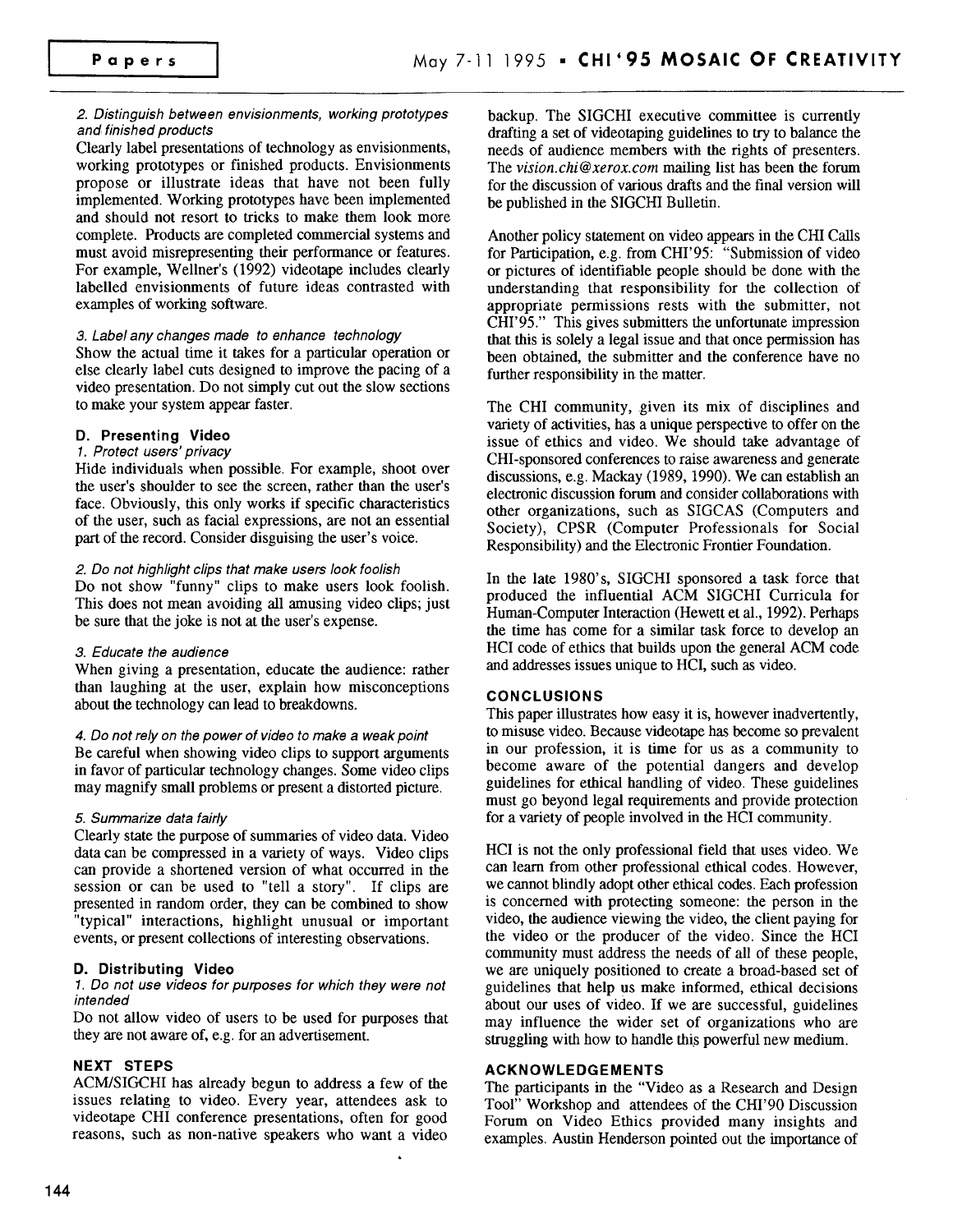*2. Distinguish between envisionments, working prototypes and finished products*

Clearly label presentations of technology as envisionments, working prototypes or finished products. Envisionments propose or illustrate ideas that have not been fully implemented. Working prototypes have been implemented and should not resort to tricks to make them look more complete. Products are completed commercial systems and must avoid misrepresenting their performance or features. For example, Wellner's (1992) videotape includes clearly labelled envisionments of future ideas contrasted with examples of working software.

*3. Label any changes made to enhance technology*

Show the actual time it takes for a particular operation or else clearly label cuts designed to improve the pacing of a video presentation. Do not simply cut out the slow sections to make your system appear faster.

### D. Presenting Video

*1. Protect users' privacy*

Hide individuals when possible. For example, shoot over the user's shoulder to see the screen, rather than the user's face. Obviously, this only works if specific characteristics of the user, such as facial expressions, are not an essential part of the record. Consider disguising the user's voice.

*2. Do not highlight clips that make users look foolish*

Do not show "funny" clips to make users look foolish. This does not mean avoiding all amusing video clips; just be sure that the joke is not at the user's expense.

*3. Educate the audience*

When giving a presentation, educate the audience: rather than laughing at the user, explain how misconceptions about the technology can lead to breakdowns.

*4. Do not rely on the power of video to make a weak point*

Be careful when showing video clips to support arguments in favor of particular technology changes. Some video clips may magnify small problems or present a distorted picture.

*5. Summarize data fairly*

Clearly state the purpose of summaries of video data. Video data can be compressed in a variety of ways. Video clips can provide a shortened version of what occurred in the session or can be used to "tell a story". If clips are presented in random order, they can be combined to show "typical" interactions, highlight unusual or important events, or present collections of interesting observations.

### D. Distributing Video

*1. Do not use videos for purposes for which they were not intended*

Do not allow video of users to be used for purposes that they are not aware of, e.g. for an advertisement.

## NEXT STEPS

ACM/SIGCHI has already begun to address a few of the issues relating to video. Every year, attendees ask to videotape CHI conference presentations, often for good reasons, such as non-native speakers who want a video backup. The SIGCHI executive committee is currently drafting a set of videotaping guidelines to try to balance the needs of audience members with the rights of presenters. The *vision.chi@xerox.com* mailing list has been the forum for the discussion of various drafts and the final version will be published in the SIGCHI Bulletin.

Another policy statement on video appears in the CHI Calls for Participation, e.g. from CHI'95: "Submission of video or pictures of identifiable people should be done with the understanding that responsibility for the collection of appropriate permissions rests with the submitter, not CHI'95." This gives submitters the unfortunate impression that this is solely a legal issue and that once permission has been obtained, the submitter and the conference have no further responsibility in the matter.

The CHI community, given its mix of disciplines and variety of activities, has a unique perspective to offer on the issue of ethics and video. We should take advantage of CHI-sponsored conferences to raise awareness and generate discussions, e.g. Mackay (1989, 1990). We can establish an electronic discussion forum and consider collaborations with other organizations, such as SIGCAS (Computers and Society), CPSR (Computer Professionals for Social Responsibility) and the Electronic Frontier Foundation.

In the late 1980's, SIGCHI sponsored a task force that produced the influential ACM SIGCHI Curricula for Human-Computer Interaction (Hewett et al., 1992). Perhaps the time has come for a similar task force to develop an HCI code of ethics that builds upon the general ACM code and addresses issues unique to HCI, such as video.

## CONCLUSIONS

This paper illustrates how easy it is, however inadvertently, to misuse video. Because videotape has become so prevalent in our profession, it is time for us as a community to become aware of the potential dangers and develop guidelines for ethical handling of video. These guidelines must go beyond legal requirements and provide protection for a variety of people involved in the HCI community.

HCI is not the only professional field that uses video. We can learn from other professional ethical codes. However, we cannot blindly adopt other ethical codes. Each profession is concerned with protecting someone: the person in the video, the audience viewing the video, the client paying for the video or the producer of the video. Since the HCI community must address the needs of all of these people, we are uniquely positioned to create a broad-based set of guidelines that help us make informed, ethical decisions about our uses of video. If we are successful, guidelines may influence the wider set of organizations who are struggling with how to handle this powerful new medium.

## ACKNOWLEDGEMENTS

The participants in the "Video as a Research and Design Tool" Workshop and attendees of the CHI'90 Discussion Forum on Video Ethics provided many insights and examples. Austin Henderson pointed out the importance of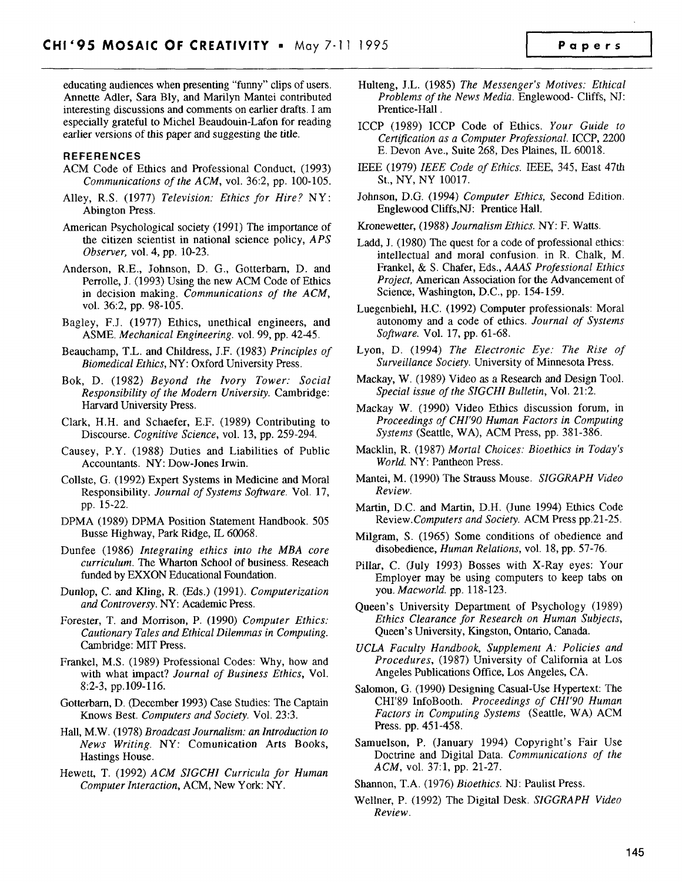educating audiences when presenting "funny" clips of users. Annette Adler, Sara Bly, and Marilyn Mantei contributed interesting discussions and comments on earlier drafts. I am especially grateful to Michel Beaudouin-Lafon for reading earlier versions of this paper and suggesting the title.

## REFERENCES

ACM Code of Ethics and Professional Conduct, (1993) *Communications of the ACM*, vol. 36:2, pp. 100-105.

Alley, R.S. (1977) *Television: Ethics for Hire?* NY: Abington Press.

American Psychological society (1991) The importance of the citizen scientist in national science policy, *APS Observer*, vol. 4, pp. 10-23.

Anderson, R.E., Johnson, D. G., Gotterbarn, D. and Perrolle, J. (1993) Using the new ACM Code of Ethics in decision making. *Communications of the ACM*, vol. 36:2, pp. 98-105.

Bagley, F.J. (1977) Ethics, unethical engineers, and ASME. *Mechanical Engineering*. vol. 99, pp. 42-45.

Beauchamp, T.L. and Childress, J.F. (1983) *Principles of Biomedical Ethics*, NY: Oxford University Press.

Bok, D. (1982) *Beyond the Ivory Tower: Social Responsibility of the Modern University*. Cambridge: Harvard University Press.

Clark, H.H. and Schaefer, E.F. (1989) Contributing to Discourse. *Cognitive Science*, vol. 13, pp. 259-294.

Causey, P.Y. (1988) Duties and Liabilities of Public Accountants. NY: Dow-Jones Irwin.

Collste, G. (1992) Expert Systems in Medicine and Moral Responsibility. *Journal of Systems Software*. Vol. 17, pp. 15-22.

DPMA (1989) DPMA Position Statement Handbook. 505 Busse Highway, Park Ridge, IL 60068.

Dunfee (1986) *Integrating ethics into the MBA core curriculum*. The Wharton School of business. Reseach funded by EXXON Educational Foundation.

Dunlop, C. and Kling, R. (Eds.) (1991). *Computerization and Controversy*. NY: Academic Press.

Forester, T. and Morrison, P. (1990) *Computer Ethics: Cautionary Tales and Ethical Dilemmas in Computing*. Cambridge: MIT Press.

Frankel, M.S. (1989) Professional Codes: Why, how and with what impact? *Journal of Business Ethics*, Vol. 8:2-3, pp.109-116.

Gotterbarn, D. (December 1993) Case Studies: The Captain Knows Best. *Computers and Society*. Vol. 23:3.

Hall, M.W. (1978) *Broadcast Journalism: an Introduction to News Writing*. NY: Comunication Arts Books, Hastings House.

Hewett, T. (1992) *ACM SIGCHI Curricula for Human Computer Interaction*, ACM, New York: NY.

Hulteng, J.L. (1985) *The Messenger's Motives: Ethical Problems of the News Media*. Englewood- Cliffs, NJ: Prentice-Hall.

ICCP (1989) ICCP Code of Ethics. *Your Guide to Certification as a Computer Professional*. ICCP, 2200 E. Devon Ave., Suite 268, Des Plaines, IL 60018.

IEEE (1979) *IEEE Code of Ethics*. IEEE, 345, East 47th St., NY, NY 10017.

Johnson, D.G. (1994) *Computer Ethics*, Second Edition. Englewood Cliffs,NJ: Prentice Hall.

Kronewetter, (1988) *Journalism Ethics*. NY: F. Watts.

Ladd, J. (1980) The quest for a code of professional ethics: intellectual and moral confusion. in R. Chalk, M. Frankel, & S. Chafer, Eds., *AAAS Professional Ethics Project*, American Association for the Advancement of Science, Washington, D.C., pp. 154-159.

Luegenbiehl, H.C. (1992) Computer professionals: Moral autonomy and a code of ethics. *Journal of Systems Software*. Vol. 17, pp. 61-68.

Lyon, D. (1994) *The Electronic Eye: The Rise of Surveillance Society*. University of Minnesota Press.

Mackay, W. (1989) Video as a Research and Design Tool. *Special issue of the SIGCHI Bulletin*, Vol. 21:2.

Mackay W. (1990) Video Ethics discussion forum, in *Proceedings of CHI'90 Human Factors in Computing Systems* (Seattle, WA), ACM Press, pp. 381-386.

Macklin, R. (1987) *Mortal Choices: Bioethics in Today's World*. NY: Pantheon Press.

Mantei, M. (1990) The Strauss Mouse. *SIGGRAPH Video Review*.

Martin, D.C. and Martin, D.H. (June 1994) Ethics Code Review.*Computers and Society*. ACM Press pp.21-25.

Milgram, S. (1965) Some conditions of obedience and disobedience, *Human Relations*, vol. 18, pp. 57-76.

Pillar, C. (July 1993) Bosses with X-Ray eyes: Your Employer may be using computers to keep tabs on you. *Macworld*. pp. 118-123.

Queen's University Department of Psychology (1989) *Ethics Clearance for Research on Human Subjects*, Queen's University, Kingston, Ontario, Canada.

*UCLA Faculty Handbook, Supplement A: Policies and Procedures*, (1987) University of California at Los Angeles Publications Office, Los Angeles, CA.

Salomon, G. (1990) Designing Casual-Use Hypertext: The CHI'89 InfoBooth. *Proceedings of CHI'90 Human Factors in Computing Systems* (Seattle, WA) ACM Press. pp. 451-458.

Samuelson, P. (January 1994) Copyright's Fair Use Doctrine and Digital Data. *Communications of the ACM*, vol. 37:1, pp. 21-27.

Shannon, T.A. (1976) *Bioethics*. NJ: Paulist Press.

Wellner, P. (1992) The Digital Desk. *SIGGRAPH Video Review*.